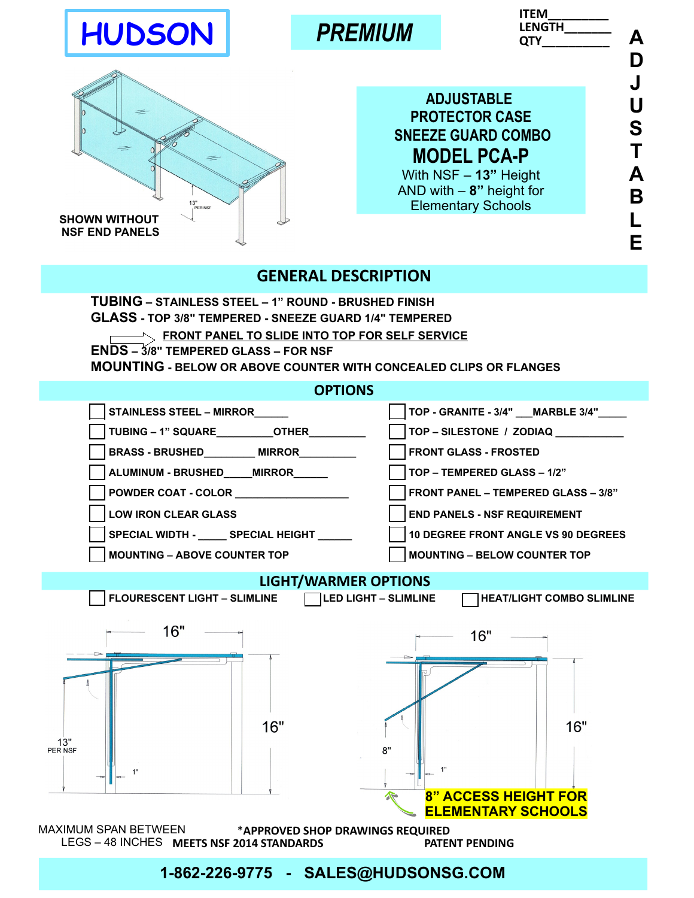# HUDSON

## PREMIUM

ITEM_________
LENGTH_______
QTY_________

ADJUSTABLE

SHOWN WITHOUT NSF END PANELS

13" PER NSF

**ADJUSTABLE PROTECTOR CASE SNEEZE GUARD COMBO**

## MODEL PCA-P

With NSF – **13"** Height
AND with – **8"** height for Elementary Schools

## GENERAL DESCRIPTION

**TUBING** – STAINLESS STEEL – 1" ROUND - BRUSHED FINISH
**GLASS** - TOP 3/8" TEMPERED - SNEEZE GUARD 1/4" TEMPERED
FRONT PANEL TO SLIDE INTO TOP FOR SELF SERVICE
**ENDS** – 3/8" TEMPERED GLASS – FOR NSF
**MOUNTING** - BELOW OR ABOVE COUNTER WITH CONCEALED CLIPS OR FLANGES

## OPTIONS

- ☐ STAINLESS STEEL – MIRROR______
- ☐ TUBING – 1" SQUARE__________OTHER__________
- ☐ BRASS - BRUSHED_________ MIRROR__________
- ☐ ALUMINUM - BRUSHED_____MIRROR______
- ☐ POWDER COAT - COLOR ____________________
- ☐ LOW IRON CLEAR GLASS
- ☐ SPECIAL WIDTH - _____ SPECIAL HEIGHT ______
- ☐ MOUNTING – ABOVE COUNTER TOP
- ☐ TOP - GRANITE - 3/4" ___MARBLE 3/4"_____
- ☐ TOP – SILESTONE / ZODIAQ ____________
- ☐ FRONT GLASS - FROSTED
- ☐ TOP – TEMPERED GLASS – 1/2"
- ☐ FRONT PANEL – TEMPERED GLASS – 3/8"
- ☐ END PANELS - NSF REQUIREMENT
- ☐ 10 DEGREE FRONT ANGLE VS 90 DEGREES
- ☐ MOUNTING – BELOW COUNTER TOP

## LIGHT/WARMER OPTIONS

- ☐ FLOURESCENT LIGHT – SLIMLINE
- ☐ LED LIGHT – SLIMLINE
- ☐ HEAT/LIGHT COMBO SLIMLINE

16" | 16" | 13" PER NSF | 1"

16" | 16" | 8" | 1"

**8" ACCESS HEIGHT FOR ELEMENTARY SCHOOLS**

MAXIMUM SPAN BETWEEN LEGS – 48 INCHES

*APPROVED SHOP DRAWINGS REQUIRED

MEETS NSF 2014 STANDARDS

PATENT PENDING

**1-862-226-9775 - SALES@HUDSONSG.COM**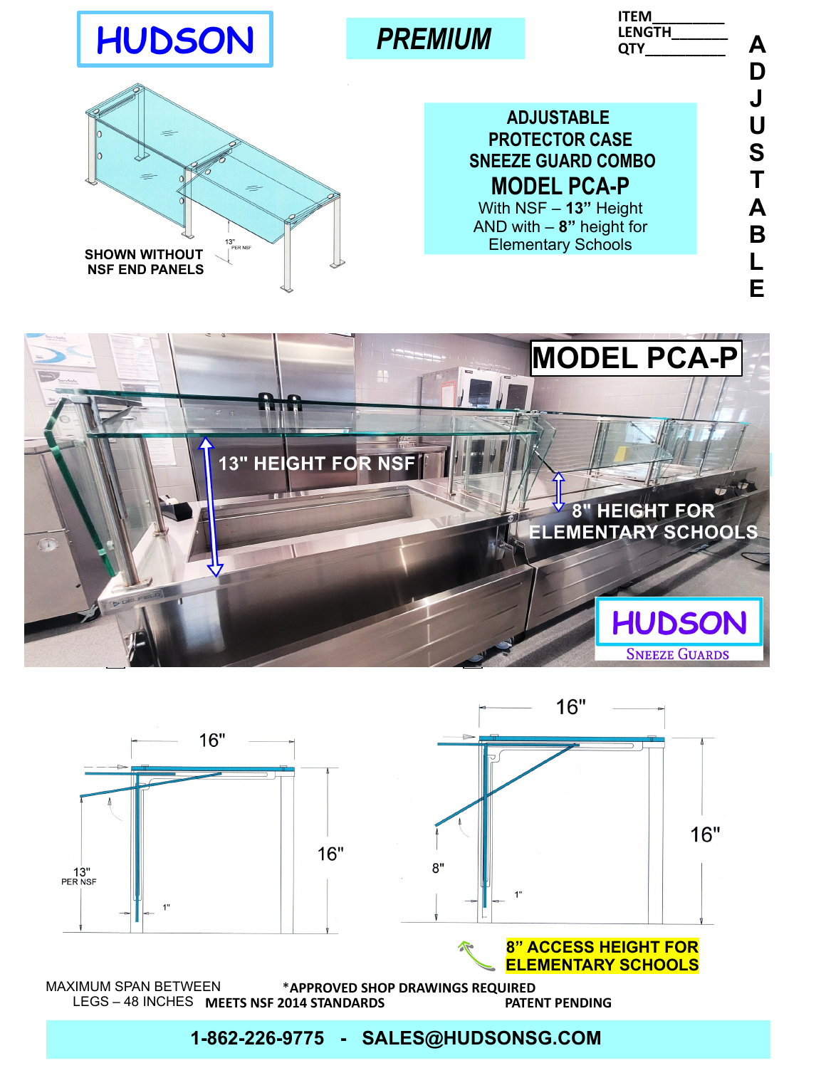# HUDSON

## PREMIUM

ITEM__________
LENGTH________
QTY__________

ADJUSTABLE

SHOWN WITHOUT NSF END PANELS

13" PER NSF

**ADJUSTABLE PROTECTOR CASE SNEEZE GUARD COMBO**

## MODEL PCA-P

With NSF – **13"** Height
AND with – **8"** height for Elementary Schools

**MODEL PCA-P**

13" HEIGHT FOR NSF

8" HEIGHT FOR ELEMENTARY SCHOOLS

HUDSON SNEEZE GUARDS

16"

16"

13" PER NSF

1"

16"

16"

8"

1"

**8" ACCESS HEIGHT FOR ELEMENTARY SCHOOLS**

MAXIMUM SPAN BETWEEN LEGS – 48 INCHES

***APPROVED SHOP DRAWINGS REQUIRED**

**MEETS NSF 2014 STANDARDS**

**PATENT PENDING**

**1-862-226-9775 - SALES@HUDSONSG.COM**